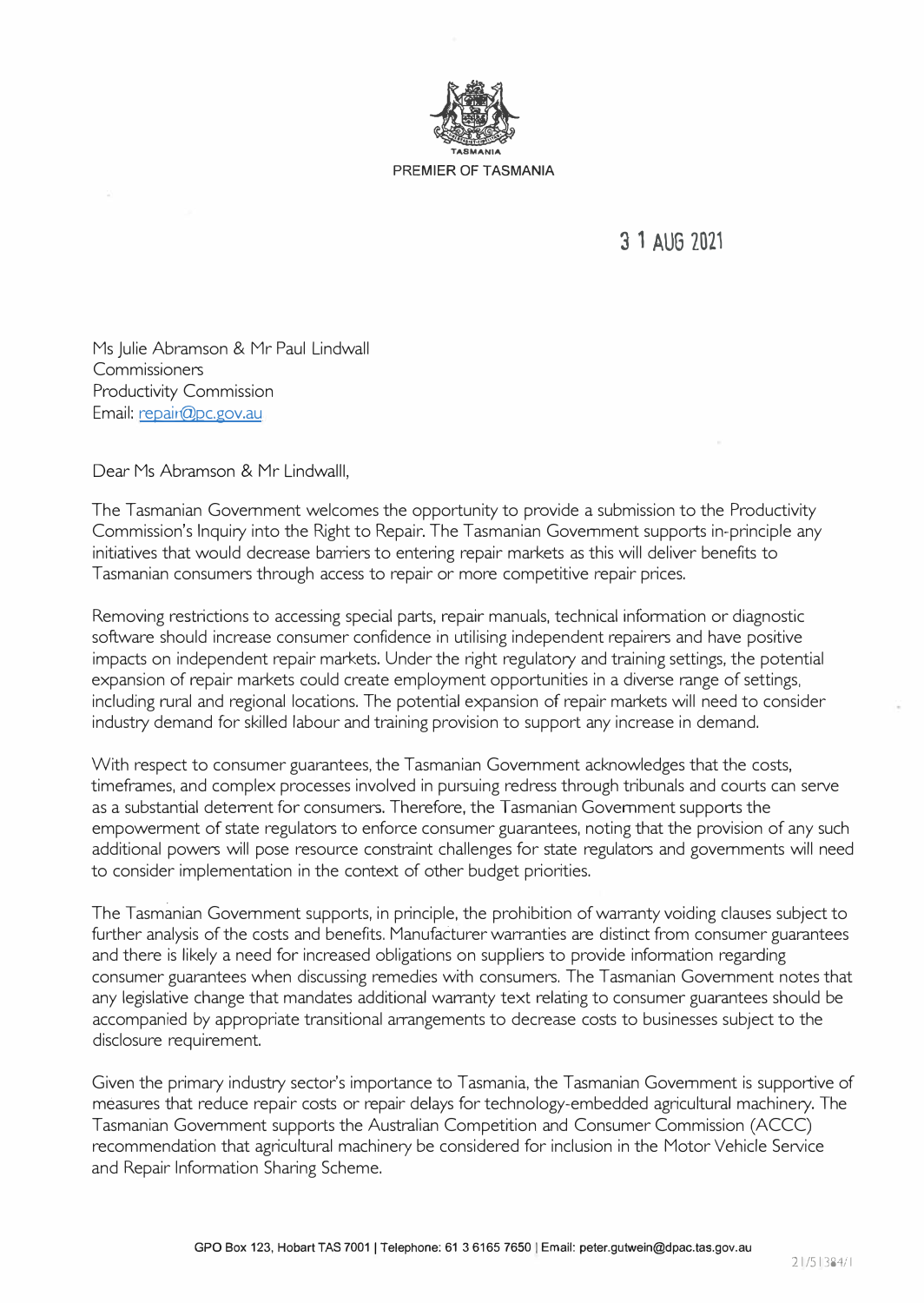PREMIER OF TASMANIA

31 AUG 2021

Ms Julie Abramson & Mr Paul Lindwall
Commissioners
Productivity Commission
Email: repair@pc.gov.au

Dear Ms Abramson & Mr Lindwalll,

The Tasmanian Government welcomes the opportunity to provide a submission to the Productivity Commission's Inquiry into the Right to Repair. The Tasmanian Government supports in-principle any initiatives that would decrease barriers to entering repair markets as this will deliver benefits to Tasmanian consumers through access to repair or more competitive repair prices.

Removing restrictions to accessing special parts, repair manuals, technical information or diagnostic software should increase consumer confidence in utilising independent repairers and have positive impacts on independent repair markets. Under the right regulatory and training settings, the potential expansion of repair markets could create employment opportunities in a diverse range of settings, including rural and regional locations. The potential expansion of repair markets will need to consider industry demand for skilled labour and training provision to support any increase in demand.

With respect to consumer guarantees, the Tasmanian Government acknowledges that the costs, timeframes, and complex processes involved in pursuing redress through tribunals and courts can serve as a substantial deterrent for consumers. Therefore, the Tasmanian Government supports the empowerment of state regulators to enforce consumer guarantees, noting that the provision of any such additional powers will pose resource constraint challenges for state regulators and governments will need to consider implementation in the context of other budget priorities.

The Tasmanian Government supports, in principle, the prohibition of warranty voiding clauses subject to further analysis of the costs and benefits. Manufacturer warranties are distinct from consumer guarantees and there is likely a need for increased obligations on suppliers to provide information regarding consumer guarantees when discussing remedies with consumers. The Tasmanian Government notes that any legislative change that mandates additional warranty text relating to consumer guarantees should be accompanied by appropriate transitional arrangements to decrease costs to businesses subject to the disclosure requirement.

Given the primary industry sector's importance to Tasmania, the Tasmanian Government is supportive of measures that reduce repair costs or repair delays for technology-embedded agricultural machinery. The Tasmanian Government supports the Australian Competition and Consumer Commission (ACCC) recommendation that agricultural machinery be considered for inclusion in the Motor Vehicle Service and Repair Information Sharing Scheme.

GPO Box 123, Hobart TAS 7001 | Telephone: 61 3 6165 7650 | Email: peter.gutwein@dpac.tas.gov.au

21/51384/1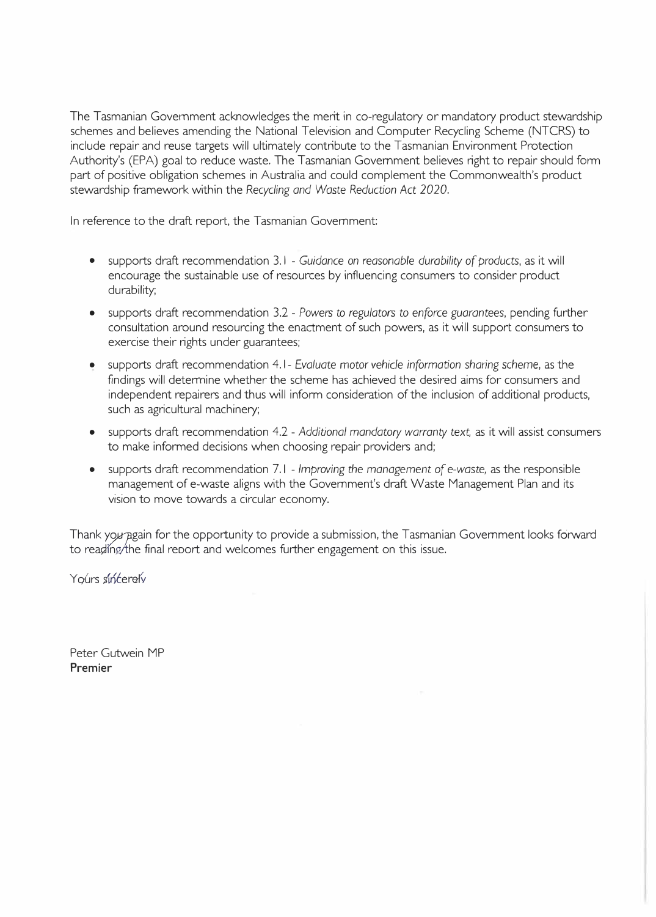The Tasmanian Government acknowledges the merit in co-regulatory or mandatory product stewardship schemes and believes amending the National Television and Computer Recycling Scheme (NTCRS) to include repair and reuse targets will ultimately contribute to the Tasmanian Environment Protection Authority's (EPA) goal to reduce waste. The Tasmanian Government believes right to repair should form part of positive obligation schemes in Australia and could complement the Commonwealth's product stewardship framework within the *Recycling and Waste Reduction Act 2020*.

In reference to the draft report, the Tasmanian Government:

- supports draft recommendation 3.1 - *Guidance on reasonable durability of products*, as it will encourage the sustainable use of resources by influencing consumers to consider product durability;
- supports draft recommendation 3.2 - *Powers to regulators to enforce guarantees*, pending further consultation around resourcing the enactment of such powers, as it will support consumers to exercise their rights under guarantees;
- supports draft recommendation 4.1 - *Evaluate motor vehicle information sharing scheme*, as the findings will determine whether the scheme has achieved the desired aims for consumers and independent repairers and thus will inform consideration of the inclusion of additional products, such as agricultural machinery;
- supports draft recommendation 4.2 - *Additional mandatory warranty text*, as it will assist consumers to make informed decisions when choosing repair providers and;
- supports draft recommendation 7.1 - *Improving the management of e-waste*, as the responsible management of e-waste aligns with the Government's draft Waste Management Plan and its vision to move towards a circular economy.

Thank you again for the opportunity to provide a submission, the Tasmanian Government looks forward to reading the final report and welcomes further engagement on this issue.

Yours sincerely

Peter Gutwein MP
**Premier**